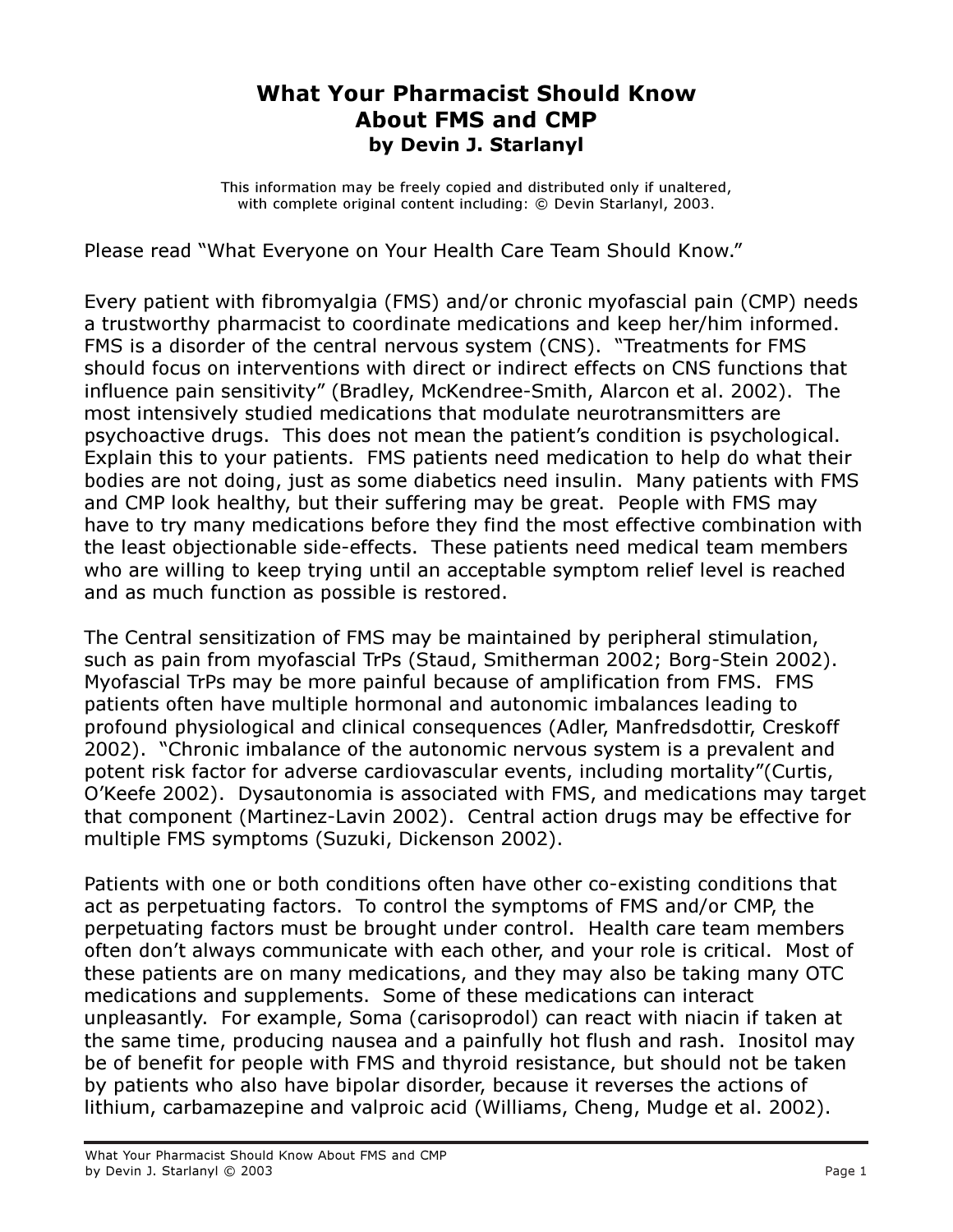# What Your Pharmacist Should Know About FMS and CMP

**by Devin J. Starlanyl**

This information may be freely copied and distributed only if unaltered, with complete original content including: © Devin Starlanyl, 2003.

Please read "What Everyone on Your Health Care Team Should Know."

Every patient with fibromyalgia (FMS) and/or chronic myofascial pain (CMP) needs a trustworthy pharmacist to coordinate medications and keep her/him informed. FMS is a disorder of the central nervous system (CNS). "Treatments for FMS should focus on interventions with direct or indirect effects on CNS functions that influence pain sensitivity" (Bradley, McKendree-Smith, Alarcon et al. 2002). The most intensively studied medications that modulate neurotransmitters are psychoactive drugs. This does not mean the patient's condition is psychological. Explain this to your patients. FMS patients need medication to help do what their bodies are not doing, just as some diabetics need insulin. Many patients with FMS and CMP look healthy, but their suffering may be great. People with FMS may have to try many medications before they find the most effective combination with the least objectionable side-effects. These patients need medical team members who are willing to keep trying until an acceptable symptom relief level is reached and as much function as possible is restored.

The Central sensitization of FMS may be maintained by peripheral stimulation, such as pain from myofascial TrPs (Staud, Smitherman 2002; Borg-Stein 2002). Myofascial TrPs may be more painful because of amplification from FMS. FMS patients often have multiple hormonal and autonomic imbalances leading to profound physiological and clinical consequences (Adler, Manfredsdottir, Creskoff 2002). "Chronic imbalance of the autonomic nervous system is a prevalent and potent risk factor for adverse cardiovascular events, including mortality"(Curtis, O'Keefe 2002). Dysautonomia is associated with FMS, and medications may target that component (Martinez-Lavin 2002). Central action drugs may be effective for multiple FMS symptoms (Suzuki, Dickenson 2002).

Patients with one or both conditions often have other co-existing conditions that act as perpetuating factors. To control the symptoms of FMS and/or CMP, the perpetuating factors must be brought under control. Health care team members often don't always communicate with each other, and your role is critical. Most of these patients are on many medications, and they may also be taking many OTC medications and supplements. Some of these medications can interact unpleasantly. For example, Soma (carisoprodol) can react with niacin if taken at the same time, producing nausea and a painfully hot flush and rash. Inositol may be of benefit for people with FMS and thyroid resistance, but should not be taken by patients who also have bipolar disorder, because it reverses the actions of lithium, carbamazepine and valproic acid (Williams, Cheng, Mudge et al. 2002).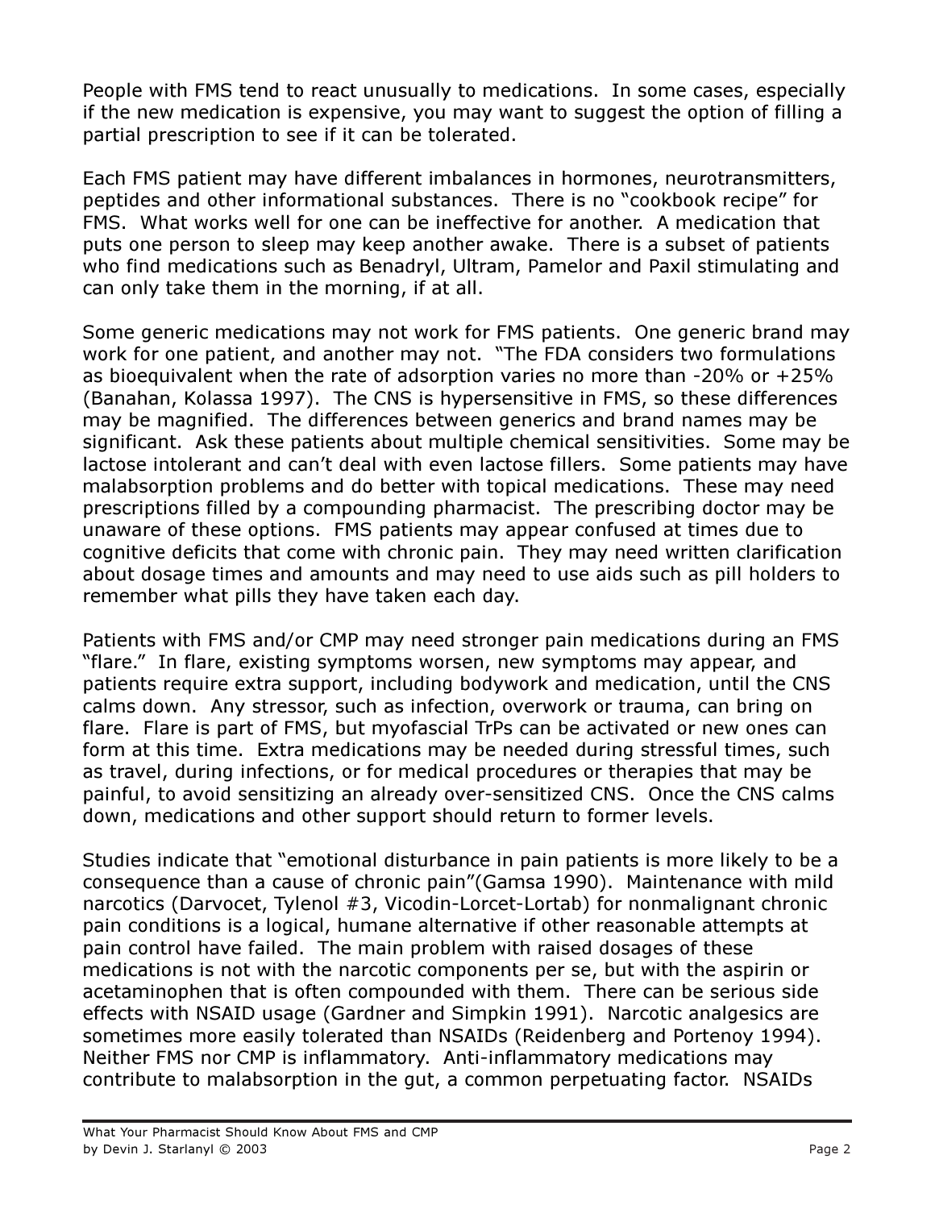People with FMS tend to react unusually to medications. In some cases, especially if the new medication is expensive, you may want to suggest the option of filling a partial prescription to see if it can be tolerated.

Each FMS patient may have different imbalances in hormones, neurotransmitters, peptides and other informational substances. There is no "cookbook recipe" for FMS. What works well for one can be ineffective for another. A medication that puts one person to sleep may keep another awake. There is a subset of patients who find medications such as Benadryl, Ultram, Pamelor and Paxil stimulating and can only take them in the morning, if at all.

Some generic medications may not work for FMS patients. One generic brand may work for one patient, and another may not. "The FDA considers two formulations as bioequivalent when the rate of adsorption varies no more than -20% or +25% (Banahan, Kolassa 1997). The CNS is hypersensitive in FMS, so these differences may be magnified. The differences between generics and brand names may be significant. Ask these patients about multiple chemical sensitivities. Some may be lactose intolerant and can't deal with even lactose fillers. Some patients may have malabsorption problems and do better with topical medications. These may need prescriptions filled by a compounding pharmacist. The prescribing doctor may be unaware of these options. FMS patients may appear confused at times due to cognitive deficits that come with chronic pain. They may need written clarification about dosage times and amounts and may need to use aids such as pill holders to remember what pills they have taken each day.

Patients with FMS and/or CMP may need stronger pain medications during an FMS "flare." In flare, existing symptoms worsen, new symptoms may appear, and patients require extra support, including bodywork and medication, until the CNS calms down. Any stressor, such as infection, overwork or trauma, can bring on flare. Flare is part of FMS, but myofascial TrPs can be activated or new ones can form at this time. Extra medications may be needed during stressful times, such as travel, during infections, or for medical procedures or therapies that may be painful, to avoid sensitizing an already over-sensitized CNS. Once the CNS calms down, medications and other support should return to former levels.

Studies indicate that "emotional disturbance in pain patients is more likely to be a consequence than a cause of chronic pain"(Gamsa 1990). Maintenance with mild narcotics (Darvocet, Tylenol #3, Vicodin-Lorcet-Lortab) for nonmalignant chronic pain conditions is a logical, humane alternative if other reasonable attempts at pain control have failed. The main problem with raised dosages of these medications is not with the narcotic components per se, but with the aspirin or acetaminophen that is often compounded with them. There can be serious side effects with NSAID usage (Gardner and Simpkin 1991). Narcotic analgesics are sometimes more easily tolerated than NSAIDs (Reidenberg and Portenoy 1994). Neither FMS nor CMP is inflammatory. Anti-inflammatory medications may contribute to malabsorption in the gut, a common perpetuating factor. NSAIDs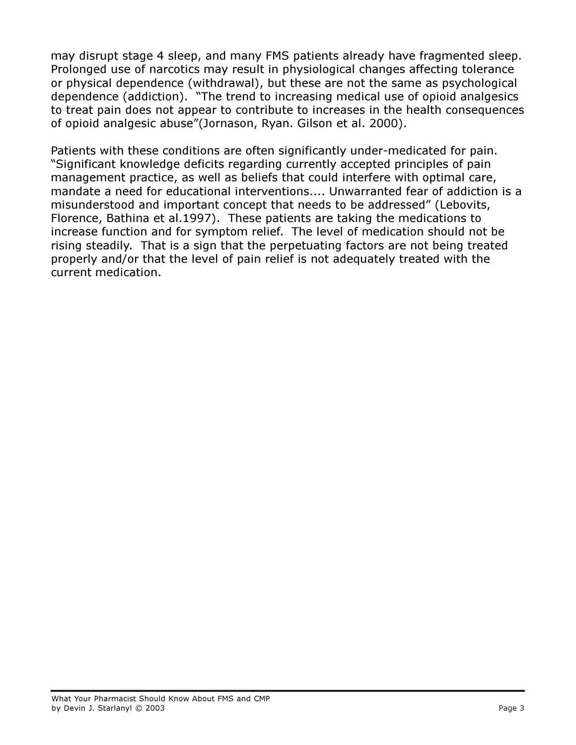may disrupt stage 4 sleep, and many FMS patients already have fragmented sleep. Prolonged use of narcotics may result in physiological changes affecting tolerance or physical dependence (withdrawal), but these are not the same as psychological dependence (addiction). "The trend to increasing medical use of opioid analgesics to treat pain does not appear to contribute to increases in the health consequences of opioid analgesic abuse"(Jornason, Ryan. Gilson et al. 2000).

Patients with these conditions are often significantly under-medicated for pain. "Significant knowledge deficits regarding currently accepted principles of pain management practice, as well as beliefs that could interfere with optimal care, mandate a need for educational interventions.... Unwarranted fear of addiction is a misunderstood and important concept that needs to be addressed" (Lebovits, Florence, Bathina et al.1997). These patients are taking the medications to increase function and for symptom relief. The level of medication should not be rising steadily. That is a sign that the perpetuating factors are not being treated properly and/or that the level of pain relief is not adequately treated with the current medication.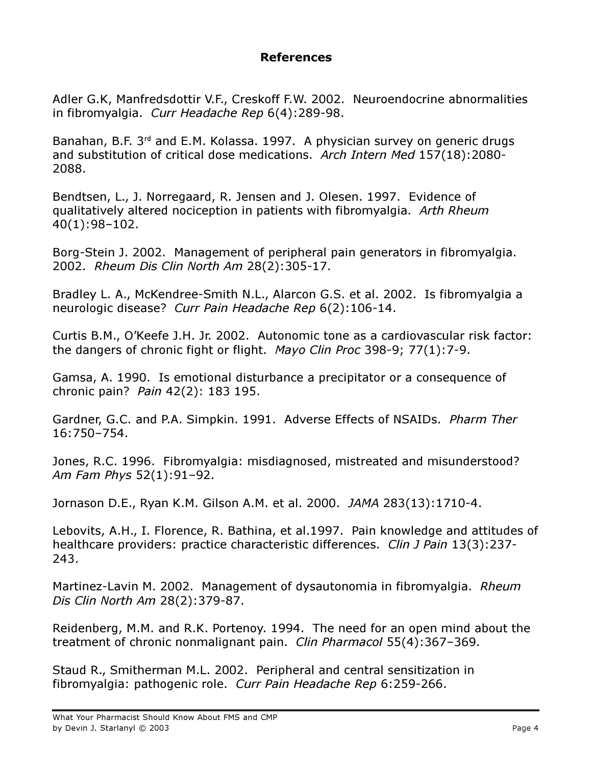# References

Adler G.K, Manfredsdottir V.F., Creskoff F.W. 2002. Neuroendocrine abnormalities in fibromyalgia. *Curr Headache Rep* 6(4):289-98.

Banahan, B.F. 3rd and E.M. Kolassa. 1997. A physician survey on generic drugs and substitution of critical dose medications. *Arch Intern Med* 157(18):2080-2088.

Bendtsen, L., J. Norregaard, R. Jensen and J. Olesen. 1997. Evidence of qualitatively altered nociception in patients with fibromyalgia. *Arth Rheum* 40(1):98–102.

Borg-Stein J. 2002. Management of peripheral pain generators in fibromyalgia. 2002. *Rheum Dis Clin North Am* 28(2):305-17.

Bradley L. A., McKendree-Smith N.L., Alarcon G.S. et al. 2002. Is fibromyalgia a neurologic disease? *Curr Pain Headache Rep* 6(2):106-14.

Curtis B.M., O'Keefe J.H. Jr. 2002. Autonomic tone as a cardiovascular risk factor: the dangers of chronic fight or flight. *Mayo Clin Proc* 398-9; 77(1):7-9.

Gamsa, A. 1990. Is emotional disturbance a precipitator or a consequence of chronic pain? *Pain* 42(2): 183 195.

Gardner, G.C. and P.A. Simpkin. 1991. Adverse Effects of NSAIDs. *Pharm Ther* 16:750–754.

Jones, R.C. 1996. Fibromyalgia: misdiagnosed, mistreated and misunderstood? *Am Fam Phys* 52(1):91–92.

Jornason D.E., Ryan K.M. Gilson A.M. et al. 2000. *JAMA* 283(13):1710-4.

Lebovits, A.H., I. Florence, R. Bathina, et al.1997. Pain knowledge and attitudes of healthcare providers: practice characteristic differences. *Clin J Pain* 13(3):237-243.

Martinez-Lavin M. 2002. Management of dysautonomia in fibromyalgia. *Rheum Dis Clin North Am* 28(2):379-87.

Reidenberg, M.M. and R.K. Portenoy. 1994. The need for an open mind about the treatment of chronic nonmalignant pain. *Clin Pharmacol* 55(4):367–369.

Staud R., Smitherman M.L. 2002. Peripheral and central sensitization in fibromyalgia: pathogenic role. *Curr Pain Headache Rep* 6:259-266.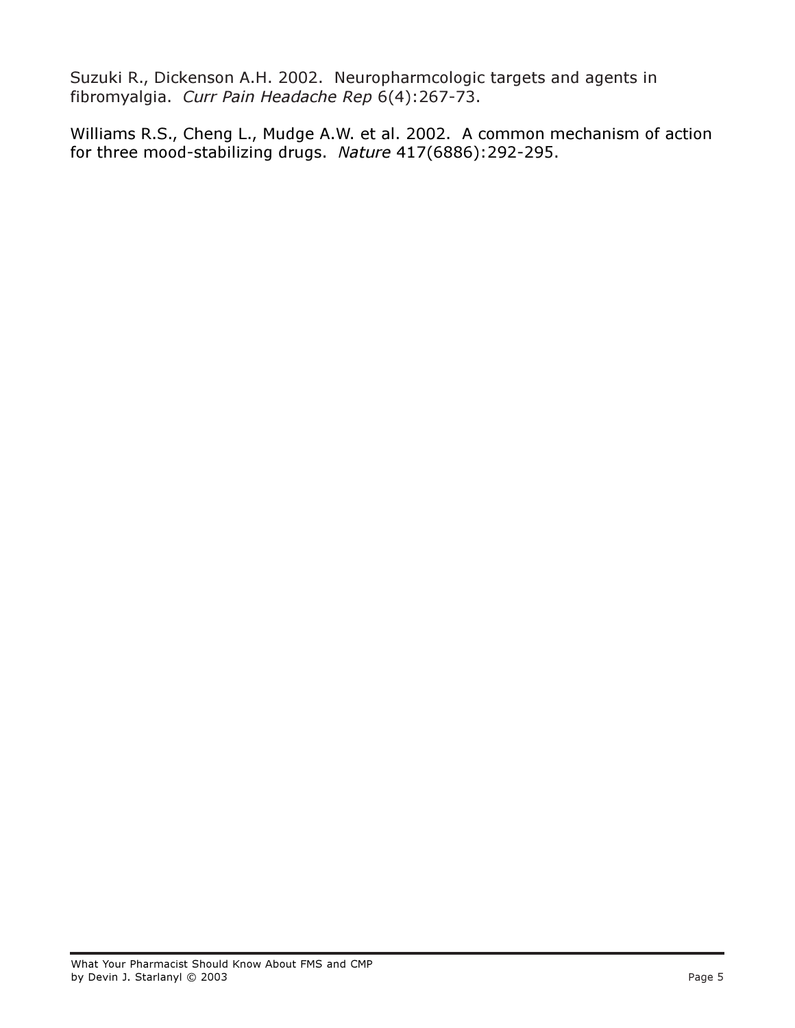Suzuki R., Dickenson A.H. 2002. Neuropharmcologic targets and agents in fibromyalgia. *Curr Pain Headache Rep* 6(4):267-73.

Williams R.S., Cheng L., Mudge A.W. et al. 2002. A common mechanism of action for three mood-stabilizing drugs. *Nature* 417(6886):292-295.